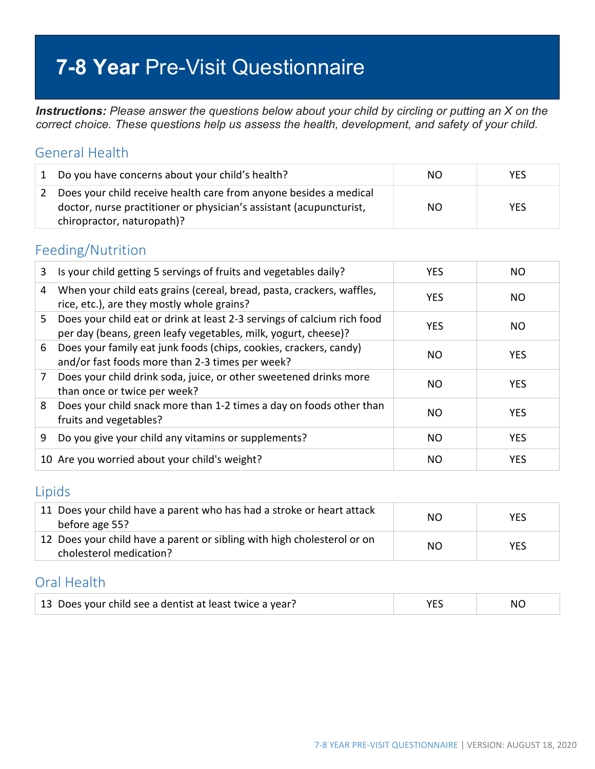# **7-8 Year** Pre-Visit Questionnaire

***Instructions:*** *Please answer the questions below about your child by circling or putting an X on the correct choice. These questions help us assess the health, development, and safety of your child.*

## General Health

| | | | |
|---|---|---|---|
| 1 | Do you have concerns about your child's health? | NO | YES |
| 2 | Does your child receive health care from anyone besides a medical doctor, nurse practitioner or physician's assistant (acupuncturist, chiropractor, naturopath)? | NO | YES |

## Feeding/Nutrition

| | | | |
|---|---|---|---|
| 3 | Is your child getting 5 servings of fruits and vegetables daily? | YES | NO |
| 4 | When your child eats grains (cereal, bread, pasta, crackers, waffles, rice, etc.), are they mostly whole grains? | YES | NO |
| 5 | Does your child eat or drink at least 2-3 servings of calcium rich food per day (beans, green leafy vegetables, milk, yogurt, cheese)? | YES | NO |
| 6 | Does your family eat junk foods (chips, cookies, crackers, candy) and/or fast foods more than 2-3 times per week? | NO | YES |
| 7 | Does your child drink soda, juice, or other sweetened drinks more than once or twice per week? | NO | YES |
| 8 | Does your child snack more than 1-2 times a day on foods other than fruits and vegetables? | NO | YES |
| 9 | Do you give your child any vitamins or supplements? | NO | YES |
| 10 | Are you worried about your child's weight? | NO | YES |

## Lipids

| | | | |
|---|---|---|---|
| 11 | Does your child have a parent who has had a stroke or heart attack before age 55? | NO | YES |
| 12 | Does your child have a parent or sibling with high cholesterol or on cholesterol medication? | NO | YES |

## Oral Health

| | | | |
|---|---|---|---|
| 13 | Does your child see a dentist at least twice a year? | YES | NO |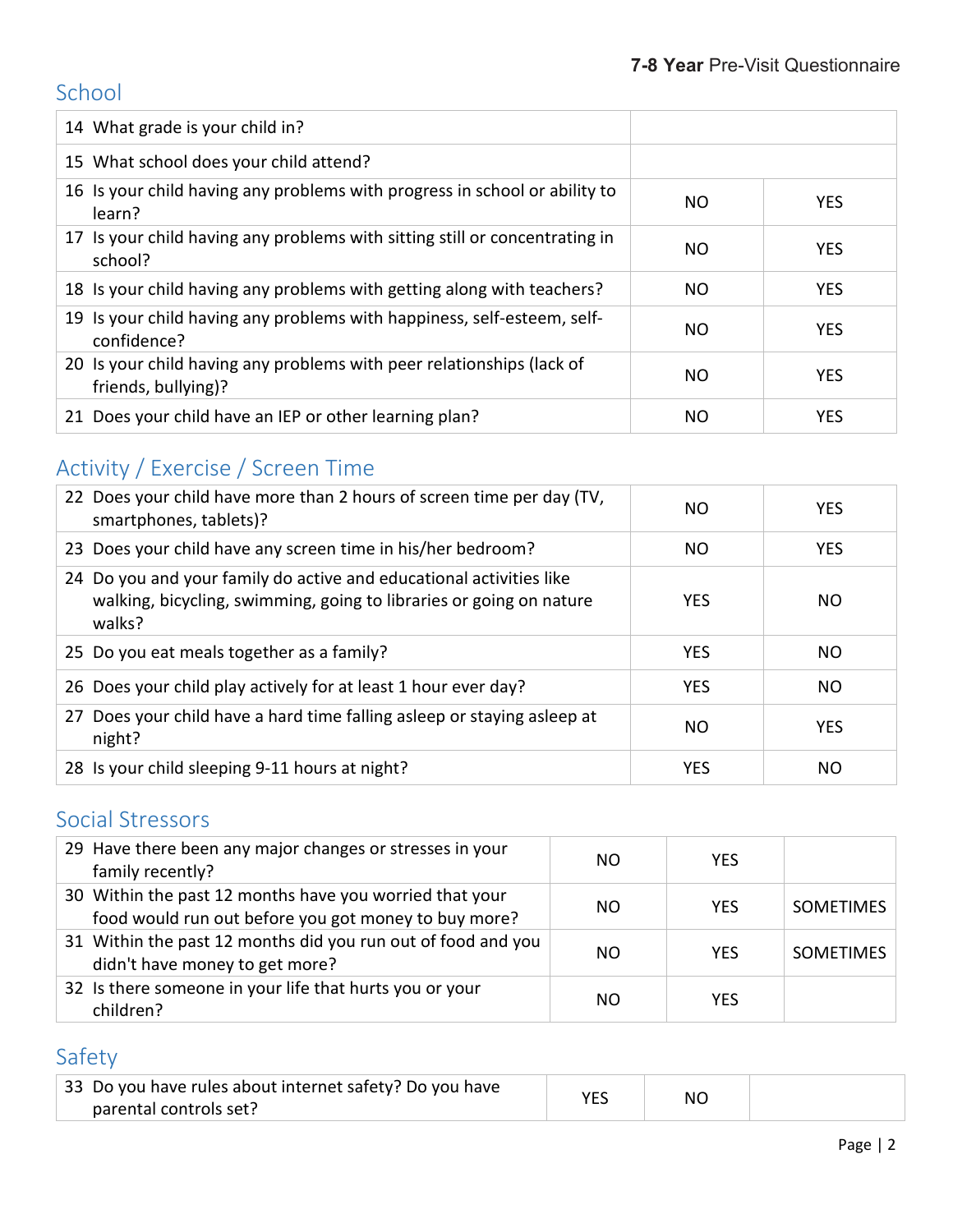## School

| | | |
|---|---|---|
| 14 What grade is your child in? | | |
| 15 What school does your child attend? | | |
| 16 Is your child having any problems with progress in school or ability to learn? | NO | YES |
| 17 Is your child having any problems with sitting still or concentrating in school? | NO | YES |
| 18 Is your child having any problems with getting along with teachers? | NO | YES |
| 19 Is your child having any problems with happiness, self-esteem, self-confidence? | NO | YES |
| 20 Is your child having any problems with peer relationships (lack of friends, bullying)? | NO | YES |
| 21 Does your child have an IEP or other learning plan? | NO | YES |

## Activity / Exercise / Screen Time

| | | |
|---|---|---|
| 22 Does your child have more than 2 hours of screen time per day (TV, smartphones, tablets)? | NO | YES |
| 23 Does your child have any screen time in his/her bedroom? | NO | YES |
| 24 Do you and your family do active and educational activities like walking, bicycling, swimming, going to libraries or going on nature walks? | YES | NO |
| 25 Do you eat meals together as a family? | YES | NO |
| 26 Does your child play actively for at least 1 hour ever day? | YES | NO |
| 27 Does your child have a hard time falling asleep or staying asleep at night? | NO | YES |
| 28 Is your child sleeping 9-11 hours at night? | YES | NO |

## Social Stressors

| | | | |
|---|---|---|---|
| 29 Have there been any major changes or stresses in your family recently? | NO | YES | |
| 30 Within the past 12 months have you worried that your food would run out before you got money to buy more? | NO | YES | SOMETIMES |
| 31 Within the past 12 months did you run out of food and you didn't have money to get more? | NO | YES | SOMETIMES |
| 32 Is there someone in your life that hurts you or your children? | NO | YES | |

## Safety

| | | | |
|---|---|---|---|
| 33 Do you have rules about internet safety? Do you have parental controls set? | YES | NO | |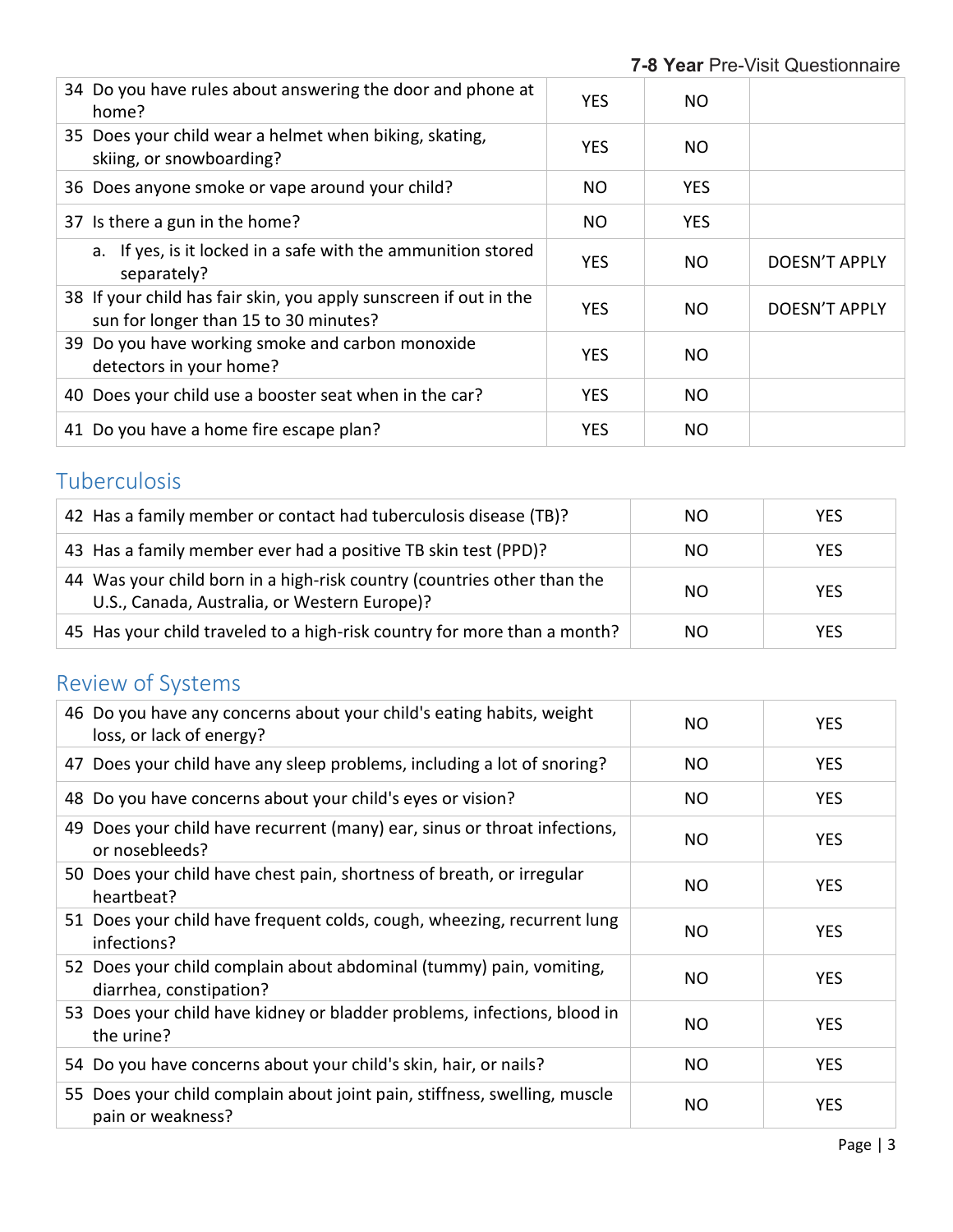| | | | |
|---|---|---|---|
| 34 Do you have rules about answering the door and phone at home? | YES | NO | |
| 35 Does your child wear a helmet when biking, skating, skiing, or snowboarding? | YES | NO | |
| 36 Does anyone smoke or vape around your child? | NO | YES | |
| 37 Is there a gun in the home? | NO | YES | |
| a. If yes, is it locked in a safe with the ammunition stored separately? | YES | NO | DOESN'T APPLY |
| 38 If your child has fair skin, you apply sunscreen if out in the sun for longer than 15 to 30 minutes? | YES | NO | DOESN'T APPLY |
| 39 Do you have working smoke and carbon monoxide detectors in your home? | YES | NO | |
| 40 Does your child use a booster seat when in the car? | YES | NO | |
| 41 Do you have a home fire escape plan? | YES | NO | |

## Tuberculosis

| | | |
|---|---|---|
| 42 Has a family member or contact had tuberculosis disease (TB)? | NO | YES |
| 43 Has a family member ever had a positive TB skin test (PPD)? | NO | YES |
| 44 Was your child born in a high-risk country (countries other than the U.S., Canada, Australia, or Western Europe)? | NO | YES |
| 45 Has your child traveled to a high-risk country for more than a month? | NO | YES |

## Review of Systems

| | | |
|---|---|---|
| 46 Do you have any concerns about your child's eating habits, weight loss, or lack of energy? | NO | YES |
| 47 Does your child have any sleep problems, including a lot of snoring? | NO | YES |
| 48 Do you have concerns about your child's eyes or vision? | NO | YES |
| 49 Does your child have recurrent (many) ear, sinus or throat infections, or nosebleeds? | NO | YES |
| 50 Does your child have chest pain, shortness of breath, or irregular heartbeat? | NO | YES |
| 51 Does your child have frequent colds, cough, wheezing, recurrent lung infections? | NO | YES |
| 52 Does your child complain about abdominal (tummy) pain, vomiting, diarrhea, constipation? | NO | YES |
| 53 Does your child have kidney or bladder problems, infections, blood in the urine? | NO | YES |
| 54 Do you have concerns about your child's skin, hair, or nails? | NO | YES |
| 55 Does your child complain about joint pain, stiffness, swelling, muscle pain or weakness? | NO | YES |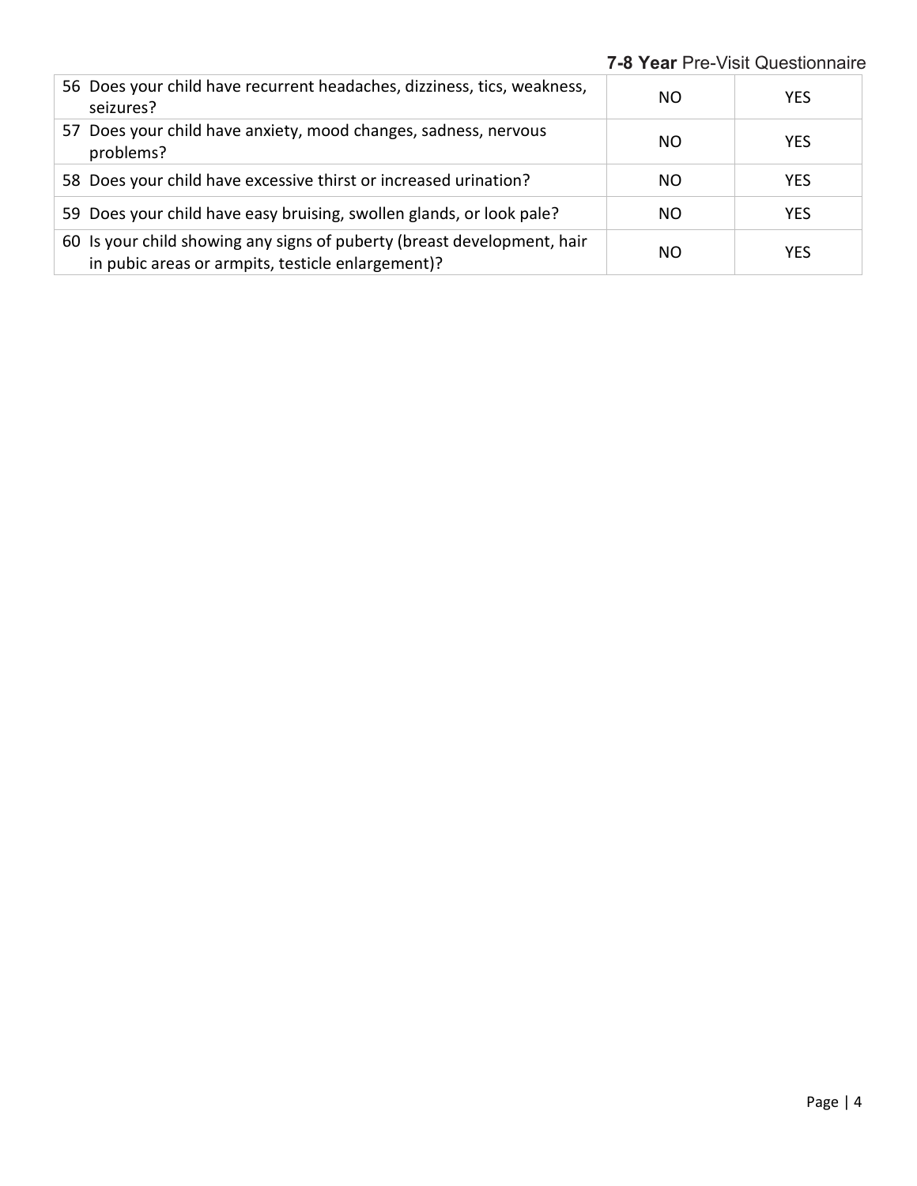| | | |
|---|---|---|
| 56 Does your child have recurrent headaches, dizziness, tics, weakness, seizures? | NO | YES |
| 57 Does your child have anxiety, mood changes, sadness, nervous problems? | NO | YES |
| 58 Does your child have excessive thirst or increased urination? | NO | YES |
| 59 Does your child have easy bruising, swollen glands, or look pale? | NO | YES |
| 60 Is your child showing any signs of puberty (breast development, hair in pubic areas or armpits, testicle enlargement)? | NO | YES |